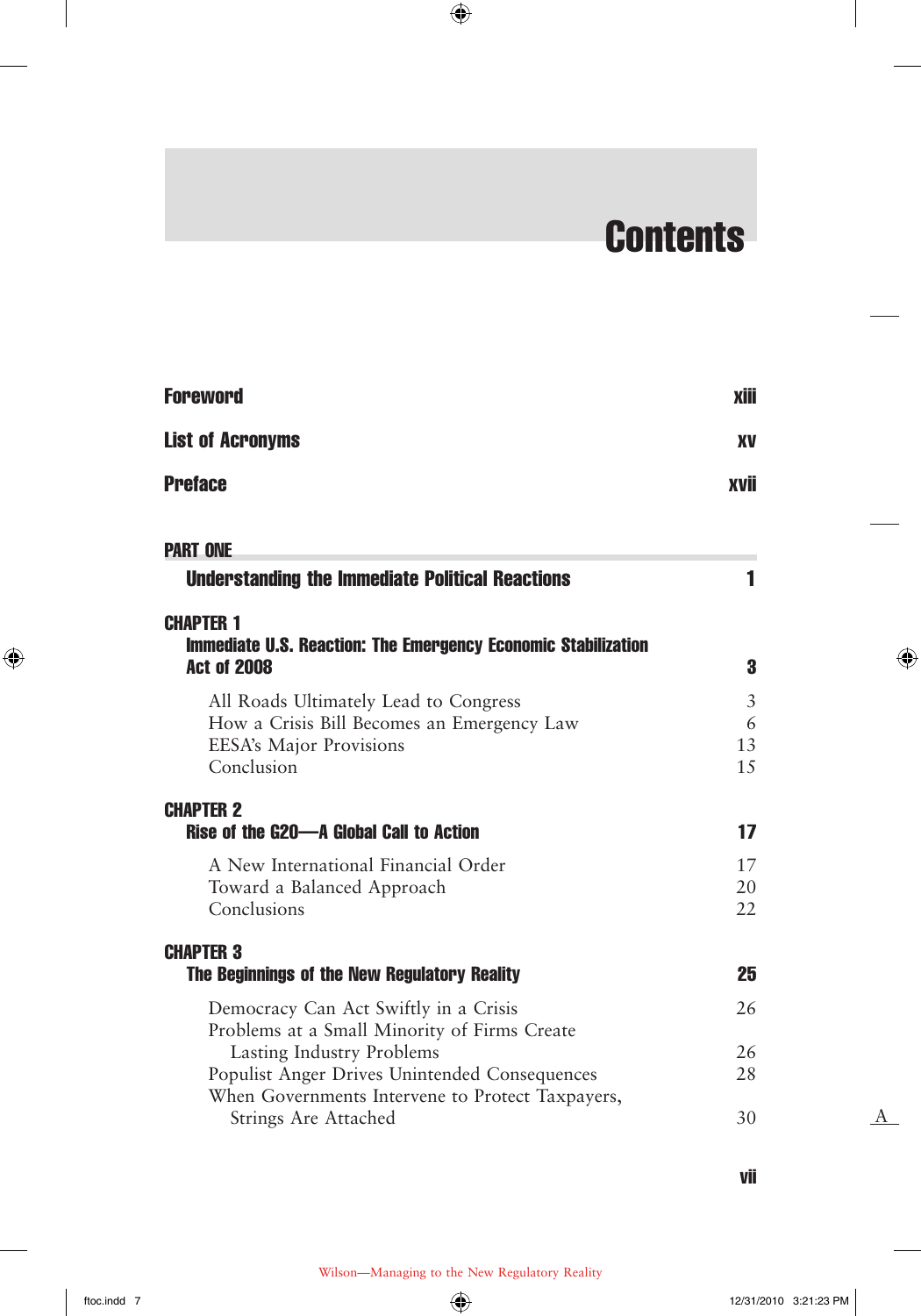# Contents

**Foreword** xiii

**List of Acronyms** xv

**Preface** xvii

## PART ONE
### Understanding the Immediate Political Reactions 1

**CHAPTER 1**
**Immediate U.S. Reaction: The Emergency Economic Stabilization Act of 2008** 3

All Roads Ultimately Lead to Congress 3
How a Crisis Bill Becomes an Emergency Law 6
EESA's Major Provisions 13
Conclusion 15

**CHAPTER 2**
**Rise of the G20—A Global Call to Action** 17

A New International Financial Order 17
Toward a Balanced Approach 20
Conclusions 22

**CHAPTER 3**
**The Beginnings of the New Regulatory Reality** 25

Democracy Can Act Swiftly in a Crisis 26
Problems at a Small Minority of Firms Create Lasting Industry Problems 26
Populist Anger Drives Unintended Consequences 28
When Governments Intervene to Protect Taxpayers, Strings Are Attached 30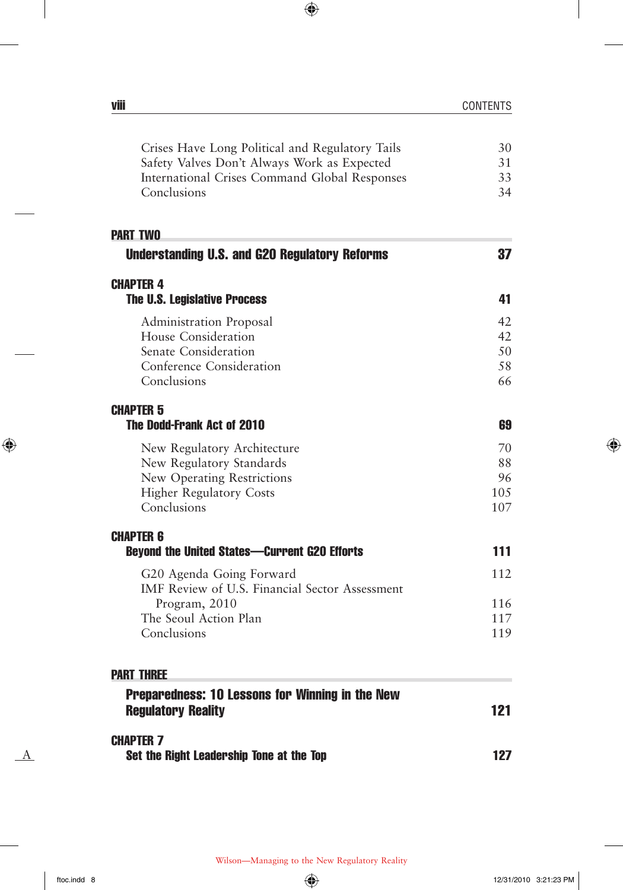| | |
|---|---|
| Crises Have Long Political and Regulatory Tails | 30 |
| Safety Valves Don't Always Work as Expected | 31 |
| International Crises Command Global Responses | 33 |
| Conclusions | 34 |

## PART TWO
## Understanding U.S. and G20 Regulatory Reforms — 37

### CHAPTER 4
### The U.S. Legislative Process — 41

| | |
|---|---|
| Administration Proposal | 42 |
| House Consideration | 42 |
| Senate Consideration | 50 |
| Conference Consideration | 58 |
| Conclusions | 66 |

### CHAPTER 5
### The Dodd-Frank Act of 2010 — 69

| | |
|---|---|
| New Regulatory Architecture | 70 |
| New Regulatory Standards | 88 |
| New Operating Restrictions | 96 |
| Higher Regulatory Costs | 105 |
| Conclusions | 107 |

### CHAPTER 6
### Beyond the United States—Current G20 Efforts — 111

| | |
|---|---|
| G20 Agenda Going Forward | 112 |
| IMF Review of U.S. Financial Sector Assessment Program, 2010 | 116 |
| The Seoul Action Plan | 117 |
| Conclusions | 119 |

## PART THREE
## Preparedness: 10 Lessons for Winning in the New Regulatory Reality — 121

### CHAPTER 7
### Set the Right Leadership Tone at the Top — 127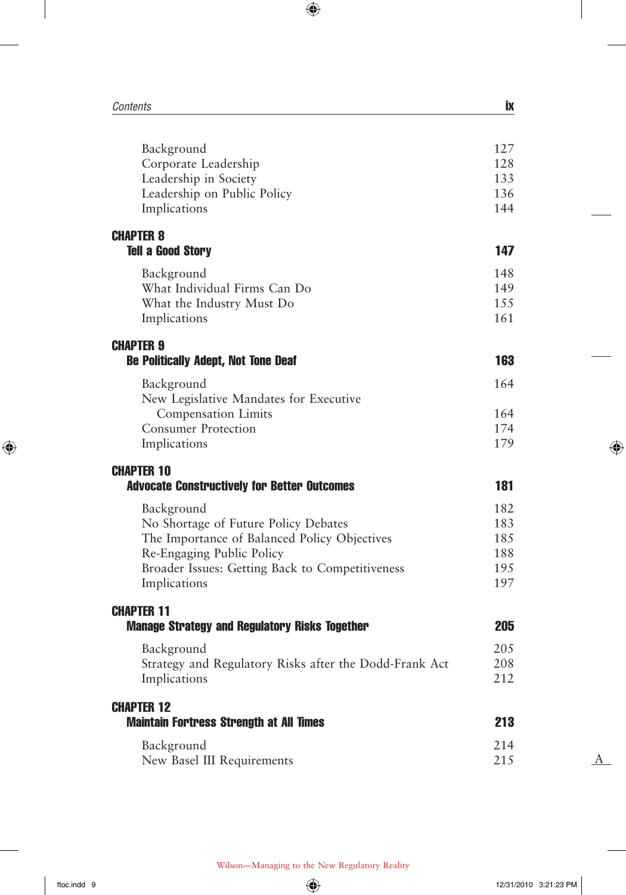| | |
|---|---|
| Background | 127 |
| Corporate Leadership | 128 |
| Leadership in Society | 133 |
| Leadership on Public Policy | 136 |
| Implications | 144 |

**CHAPTER 8**
**Tell a Good Story** **147**

| | |
|---|---|
| Background | 148 |
| What Individual Firms Can Do | 149 |
| What the Industry Must Do | 155 |
| Implications | 161 |

**CHAPTER 9**
**Be Politically Adept, Not Tone Deaf** **163**

| | |
|---|---|
| Background | 164 |
| New Legislative Mandates for Executive Compensation Limits | 164 |
| Consumer Protection | 174 |
| Implications | 179 |

**CHAPTER 10**
**Advocate Constructively for Better Outcomes** **181**

| | |
|---|---|
| Background | 182 |
| No Shortage of Future Policy Debates | 183 |
| The Importance of Balanced Policy Objectives | 185 |
| Re-Engaging Public Policy | 188 |
| Broader Issues: Getting Back to Competitiveness | 195 |
| Implications | 197 |

**CHAPTER 11**
**Manage Strategy and Regulatory Risks Together** **205**

| | |
|---|---|
| Background | 205 |
| Strategy and Regulatory Risks after the Dodd-Frank Act | 208 |
| Implications | 212 |

**CHAPTER 12**
**Maintain Fortress Strength at All Times** **213**

| | |
|---|---|
| Background | 214 |
| New Basel III Requirements | 215 |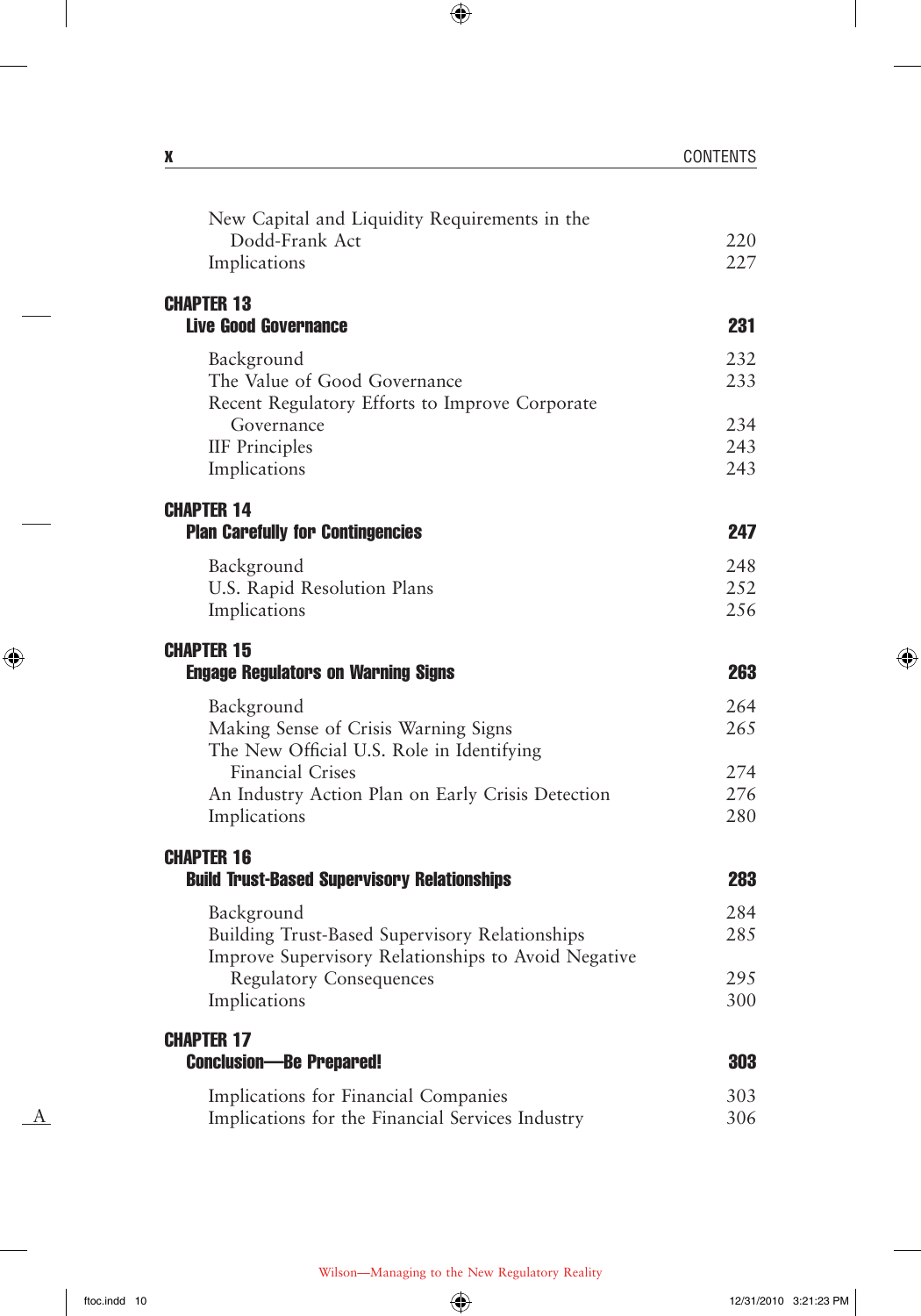| | |
|---|---|
| New Capital and Liquidity Requirements in the Dodd-Frank Act | 220 |
| Implications | 227 |

**CHAPTER 13**
**Live Good Governance** **231**

| | |
|---|---|
| Background | 232 |
| The Value of Good Governance | 233 |
| Recent Regulatory Efforts to Improve Corporate Governance | 234 |
| IIF Principles | 243 |
| Implications | 243 |

**CHAPTER 14**
**Plan Carefully for Contingencies** **247**

| | |
|---|---|
| Background | 248 |
| U.S. Rapid Resolution Plans | 252 |
| Implications | 256 |

**CHAPTER 15**
**Engage Regulators on Warning Signs** **263**

| | |
|---|---|
| Background | 264 |
| Making Sense of Crisis Warning Signs | 265 |
| The New Official U.S. Role in Identifying Financial Crises | 274 |
| An Industry Action Plan on Early Crisis Detection | 276 |
| Implications | 280 |

**CHAPTER 16**
**Build Trust-Based Supervisory Relationships** **283**

| | |
|---|---|
| Background | 284 |
| Building Trust-Based Supervisory Relationships | 285 |
| Improve Supervisory Relationships to Avoid Negative Regulatory Consequences | 295 |
| Implications | 300 |

**CHAPTER 17**
**Conclusion—Be Prepared!** **303**

| | |
|---|---|
| Implications for Financial Companies | 303 |
| Implications for the Financial Services Industry | 306 |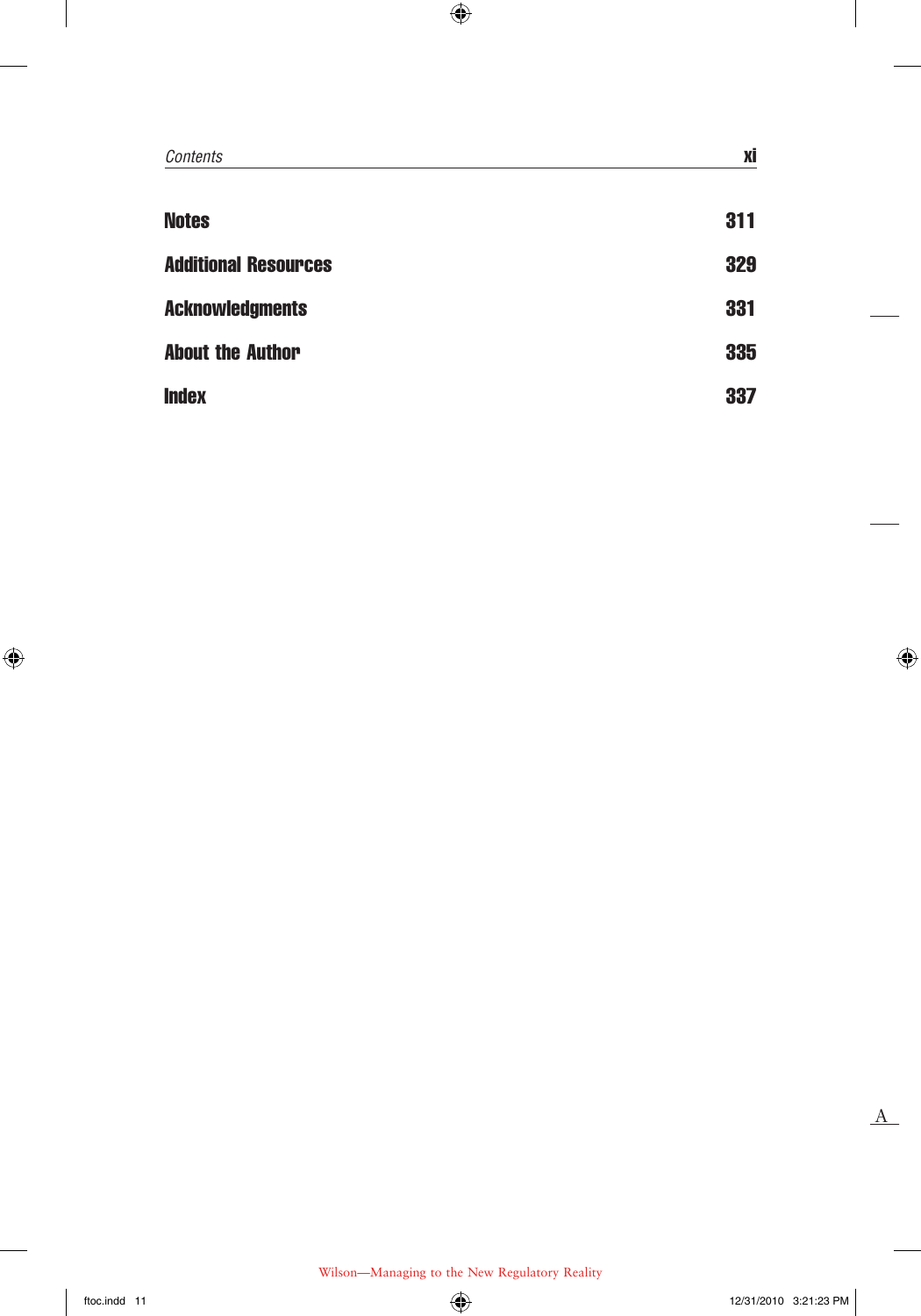| | |
|---|---|
| **Notes** | **311** |
| **Additional Resources** | **329** |
| **Acknowledgments** | **331** |
| **About the Author** | **335** |
| **Index** | **337** |